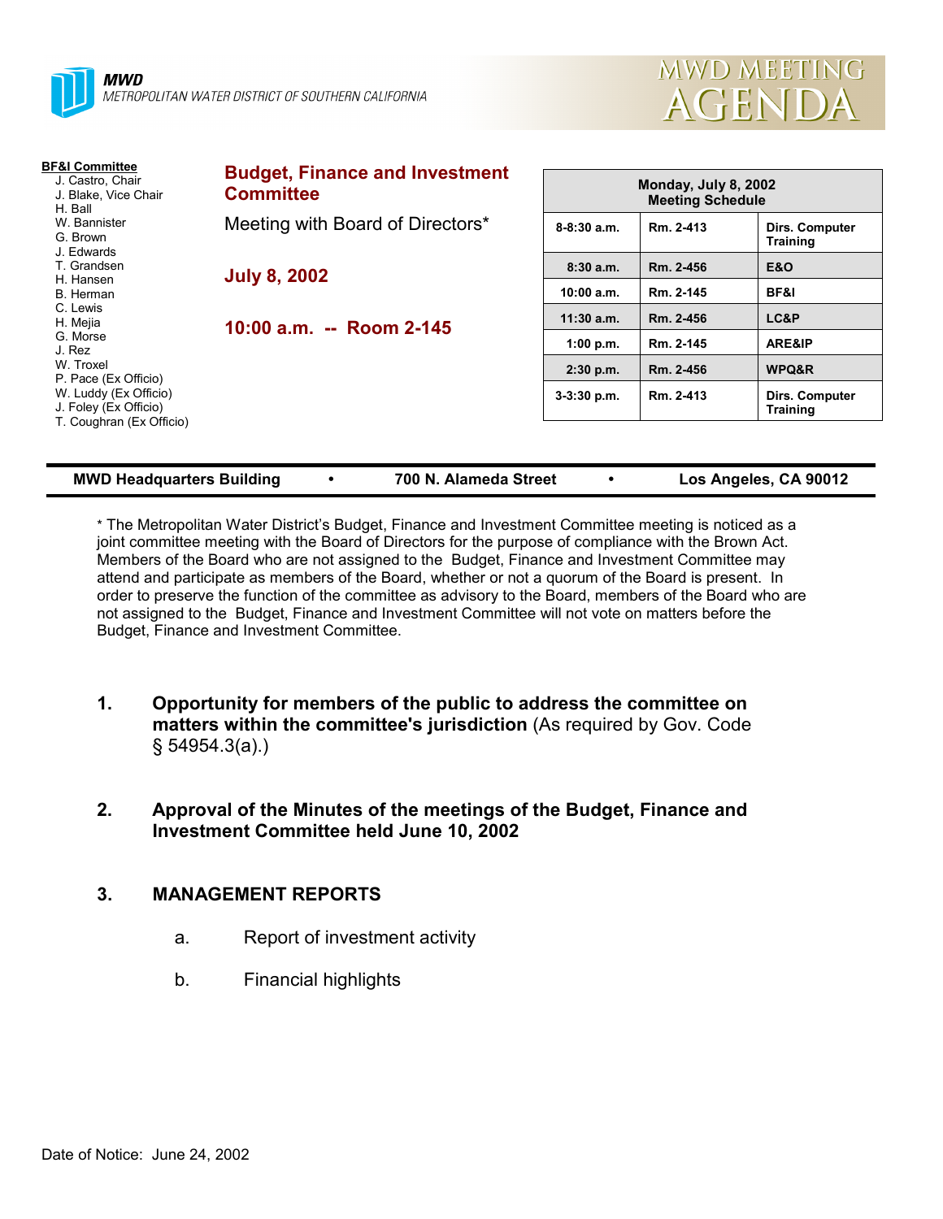**MWD**
METROPOLITAN WATER DISTRICT OF SOUTHERN CALIFORNIA

# MWD MEETING AGENDA

**BF&I Committee**
J. Castro, Chair
J. Blake, Vice Chair
H. Ball
W. Bannister
G. Brown
J. Edwards
T. Grandsen
H. Hansen
B. Herman
C. Lewis
H. Mejia
G. Morse
J. Rez
W. Troxel
P. Pace (Ex Officio)
W. Luddy (Ex Officio)
J. Foley (Ex Officio)
T. Coughran (Ex Officio)

## Budget, Finance and Investment Committee

Meeting with Board of Directors*

**July 8, 2002**

**10:00 a.m. -- Room 2-145**

| Monday, July 8, 2002 Meeting Schedule | | |
|---|---|---|
| 8-8:30 a.m. | Rm. 2-413 | Dirs. Computer Training |
| 8:30 a.m. | Rm. 2-456 | E&O |
| 10:00 a.m. | Rm. 2-145 | BF&I |
| 11:30 a.m. | Rm. 2-456 | LC&P |
| 1:00 p.m. | Rm. 2-145 | ARE&IP |
| 2:30 p.m. | Rm. 2-456 | WPQ&R |
| 3-3:30 p.m. | Rm. 2-413 | Dirs. Computer Training |

**MWD Headquarters Building • 700 N. Alameda Street • Los Angeles, CA 90012**

* The Metropolitan Water District's Budget, Finance and Investment Committee meeting is noticed as a joint committee meeting with the Board of Directors for the purpose of compliance with the Brown Act. Members of the Board who are not assigned to the Budget, Finance and Investment Committee may attend and participate as members of the Board, whether or not a quorum of the Board is present. In order to preserve the function of the committee as advisory to the Board, members of the Board who are not assigned to the Budget, Finance and Investment Committee will not vote on matters before the Budget, Finance and Investment Committee.

1. **Opportunity for members of the public to address the committee on matters within the committee's jurisdiction** (As required by Gov. Code § 54954.3(a).)

2. **Approval of the Minutes of the meetings of the Budget, Finance and Investment Committee held June 10, 2002**

3. **MANAGEMENT REPORTS**

   a. Report of investment activity

   b. Financial highlights

Date of Notice: June 24, 2002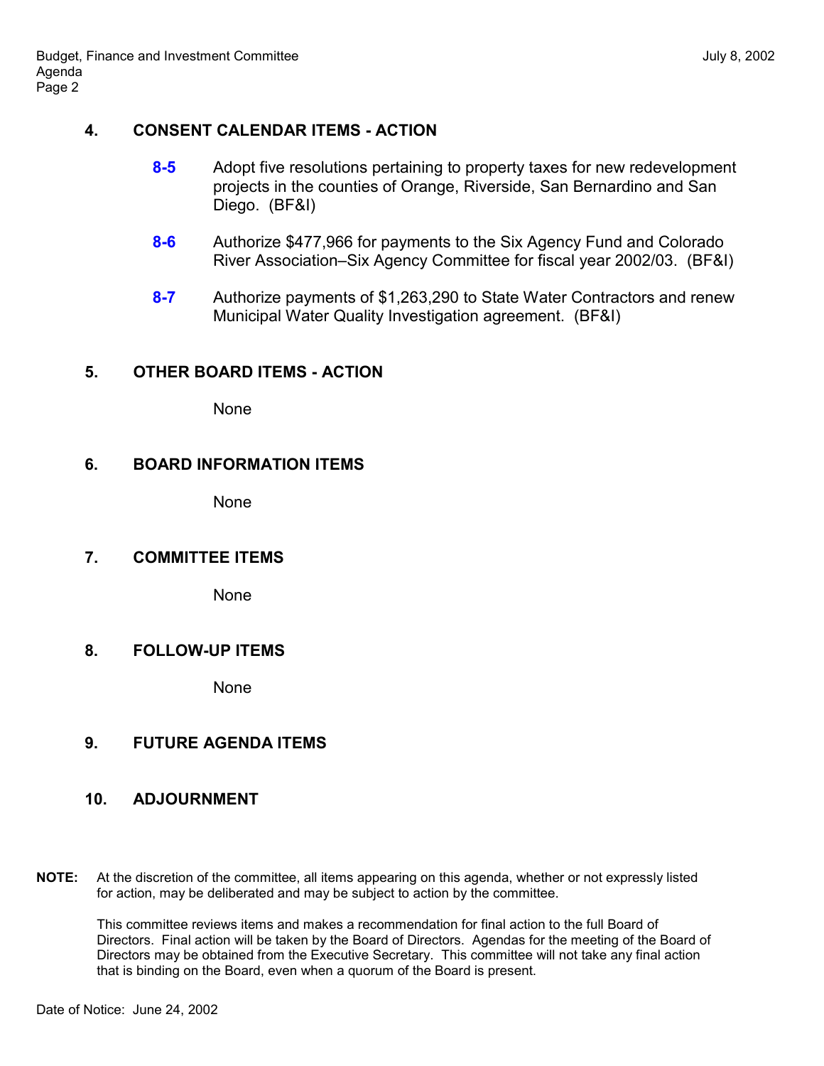## 4. CONSENT CALENDAR ITEMS - ACTION

**8-5** Adopt five resolutions pertaining to property taxes for new redevelopment projects in the counties of Orange, Riverside, San Bernardino and San Diego. (BF&I)

**8-6** Authorize $477,966 for payments to the Six Agency Fund and Colorado River Association–Six Agency Committee for fiscal year 2002/03. (BF&I)

**8-7** Authorize payments of $1,263,290 to State Water Contractors and renew Municipal Water Quality Investigation agreement. (BF&I)

## 5. OTHER BOARD ITEMS - ACTION

None

## 6. BOARD INFORMATION ITEMS

None

## 7. COMMITTEE ITEMS

None

## 8. FOLLOW-UP ITEMS

None

## 9. FUTURE AGENDA ITEMS

## 10. ADJOURNMENT

**NOTE:** At the discretion of the committee, all items appearing on this agenda, whether or not expressly listed for action, may be deliberated and may be subject to action by the committee.

This committee reviews items and makes a recommendation for final action to the full Board of Directors. Final action will be taken by the Board of Directors. Agendas for the meeting of the Board of Directors may be obtained from the Executive Secretary. This committee will not take any final action that is binding on the Board, even when a quorum of the Board is present.

Date of Notice: June 24, 2002